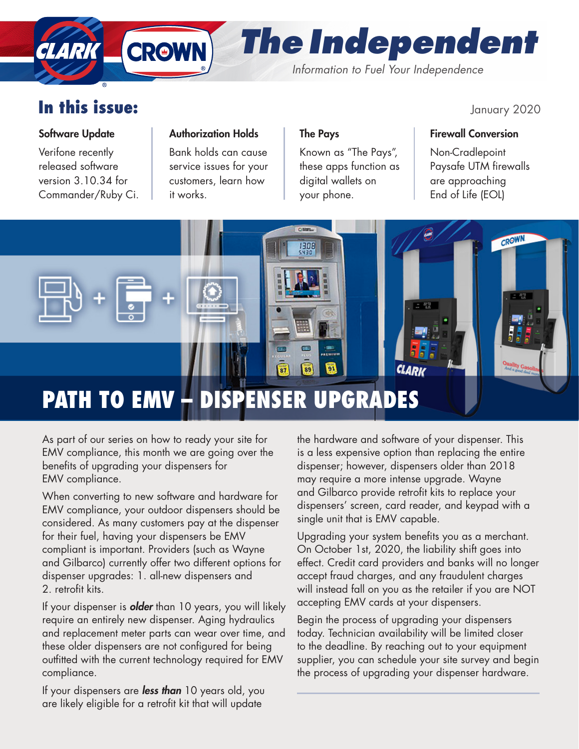# The Independent

*Information to Fuel Your Independence*

## In this issue:

January 2020

**Software Update**

Verifone recently released software version 3.10.34 for Commander/Ruby Ci.

**Authorization Holds**

Bank holds can cause service issues for your customers, learn how it works.

**The Pays**

Known as "The Pays", these apps function as digital wallets on your phone.

**Firewall Conversion**

Non-Cradlepoint Paysafe UTM firewalls are approaching End of Life (EOL)

## PATH TO EMV – DISPENSER UPGRADES

As part of our series on how to ready your site for EMV compliance, this month we are going over the benefits of upgrading your dispensers for EMV compliance.

When converting to new software and hardware for EMV compliance, your outdoor dispensers should be considered. As many customers pay at the dispenser for their fuel, having your dispensers be EMV compliant is important. Providers (such as Wayne and Gilbarco) currently offer two different options for dispenser upgrades: 1. all-new dispensers and 2. retrofit kits.

If your dispenser is ***older*** than 10 years, you will likely require an entirely new dispenser. Aging hydraulics and replacement meter parts can wear over time, and these older dispensers are not configured for being outfitted with the current technology required for EMV compliance.

If your dispensers are ***less than*** 10 years old, you are likely eligible for a retrofit kit that will update the hardware and software of your dispenser. This is a less expensive option than replacing the entire dispenser; however, dispensers older than 2018 may require a more intense upgrade. Wayne and Gilbarco provide retrofit kits to replace your dispensers' screen, card reader, and keypad with a single unit that is EMV capable.

Upgrading your system benefits you as a merchant. On October 1st, 2020, the liability shift goes into effect. Credit card providers and banks will no longer accept fraud charges, and any fraudulent charges will instead fall on you as the retailer if you are NOT accepting EMV cards at your dispensers.

Begin the process of upgrading your dispensers today. Technician availability will be limited closer to the deadline. By reaching out to your equipment supplier, you can schedule your site survey and begin the process of upgrading your dispenser hardware.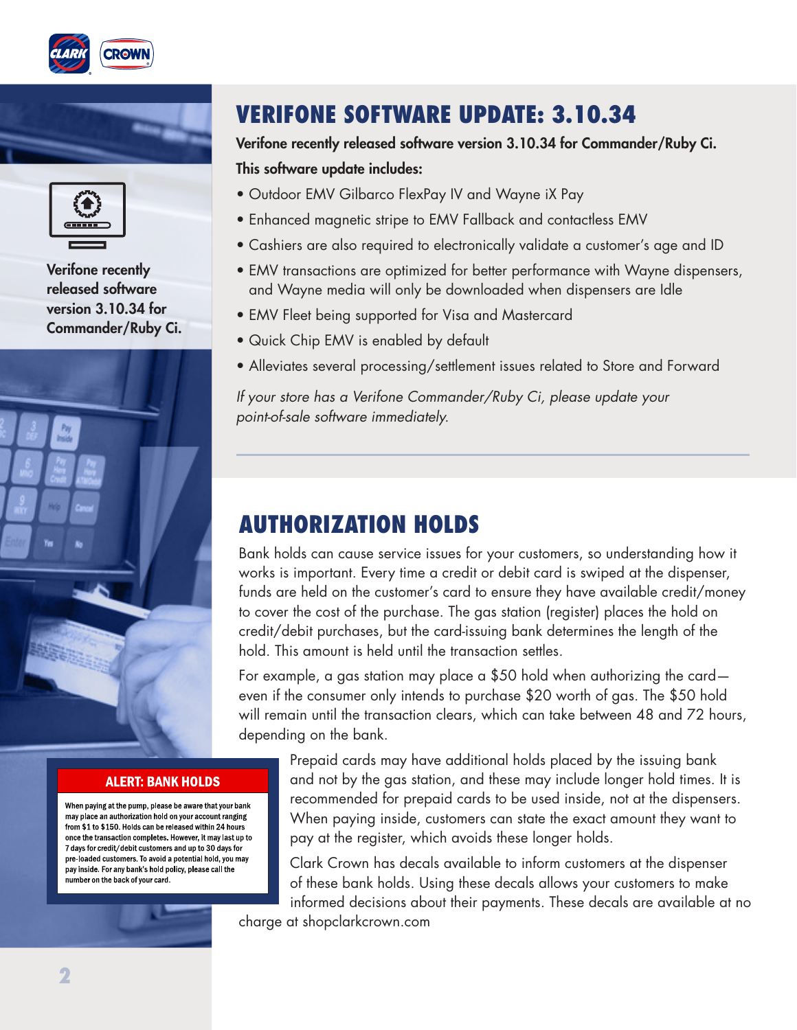# VERIFONE SOFTWARE UPDATE: 3.10.34

Verifone recently released software version 3.10.34 for Commander/Ruby Ci.

**Verifone recently released software version 3.10.34 for Commander/Ruby Ci.**

**This software update includes:**

- Outdoor EMV Gilbarco FlexPay IV and Wayne iX Pay
- Enhanced magnetic stripe to EMV Fallback and contactless EMV
- Cashiers are also required to electronically validate a customer's age and ID
- EMV transactions are optimized for better performance with Wayne dispensers, and Wayne media will only be downloaded when dispensers are Idle
- EMV Fleet being supported for Visa and Mastercard
- Quick Chip EMV is enabled by default
- Alleviates several processing/settlement issues related to Store and Forward

*If your store has a Verifone Commander/Ruby Ci, please update your point-of-sale software immediately.*

# AUTHORIZATION HOLDS

Bank holds can cause service issues for your customers, so understanding how it works is important. Every time a credit or debit card is swiped at the dispenser, funds are held on the customer's card to ensure they have available credit/money to cover the cost of the purchase. The gas station (register) places the hold on credit/debit purchases, but the card-issuing bank determines the length of the hold. This amount is held until the transaction settles.

For example, a gas station may place a $50 hold when authorizing the card—even if the consumer only intends to purchase $20 worth of gas. The $50 hold will remain until the transaction clears, which can take between 48 and 72 hours, depending on the bank.

Prepaid cards may have additional holds placed by the issuing bank and not by the gas station, and these may include longer hold times. It is recommended for prepaid cards to be used inside, not at the dispensers. When paying inside, customers can state the exact amount they want to pay at the register, which avoids these longer holds.

Clark Crown has decals available to inform customers at the dispenser of these bank holds. Using these decals allows your customers to make informed decisions about their payments. These decals are available at no charge at shopclarkcrown.com

**ALERT: BANK HOLDS**

When paying at the pump, please be aware that your bank may place an authorization hold on your account ranging from $1 to $150. Holds can be released within 24 hours once the transaction completes. However, it may last up to 7 days for credit/debit customers and up to 30 days for pre-loaded customers. To avoid a potential hold, you may pay inside. For any bank's hold policy, please call the number on the back of your card.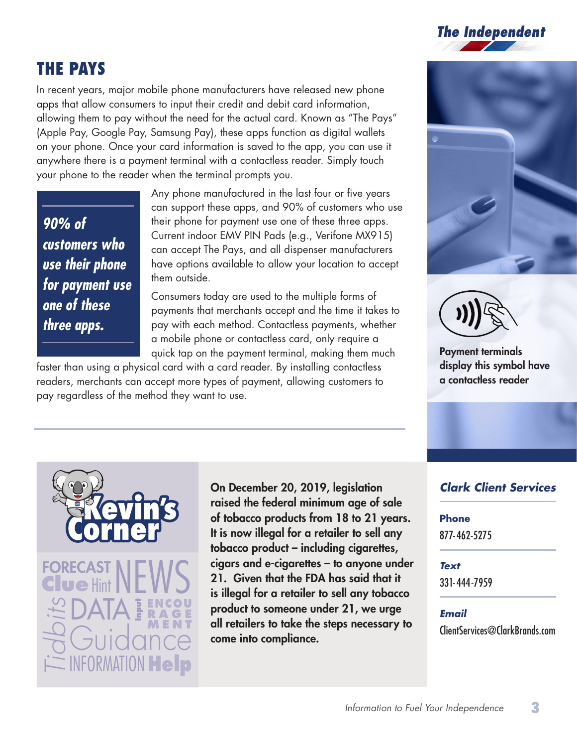## THE PAYS

In recent years, major mobile phone manufacturers have released new phone apps that allow consumers to input their credit and debit card information, allowing them to pay without the need for the actual card. Known as "The Pays" (Apple Pay, Google Pay, Samsung Pay), these apps function as digital wallets on your phone. Once your card information is saved to the app, you can use it anywhere there is a payment terminal with a contactless reader. Simply touch your phone to the reader when the terminal prompts you.

> ***90% of customers who use their phone for payment use one of these three apps.***

Any phone manufactured in the last four or five years can support these apps, and 90% of customers who use their phone for payment use one of these three apps. Current indoor EMV PIN Pads (e.g., Verifone MX915) can accept The Pays, and all dispenser manufacturers have options available to allow your location to accept them outside.

Consumers today are used to the multiple forms of payments that merchants accept and the time it takes to pay with each method. Contactless payments, whether a mobile phone or contactless card, only require a quick tap on the payment terminal, making them much faster than using a physical card with a card reader. By installing contactless readers, merchants can accept more types of payment, allowing customers to pay regardless of the method they want to use.

**Payment terminals display this symbol have a contactless reader**

## Kevin's Corner

FORECAST Clue Hint NEWS Tidbits DATA Input ENCOURAGEMENT Guidance INFORMATION Help

**On December 20, 2019, legislation raised the federal minimum age of sale of tobacco products from 18 to 21 years. It is now illegal for a retailer to sell any tobacco product – including cigarettes, cigars and e-cigarettes – to anyone under 21. Given that the FDA has said that it is illegal for a retailer to sell any tobacco product to someone under 21, we urge all retailers to take the steps necessary to come into compliance.**

### *Clark Client Services*

**Phone**
877-462-5275

***Text***
331-444-7959

***Email***
ClientServices@ClarkBrands.com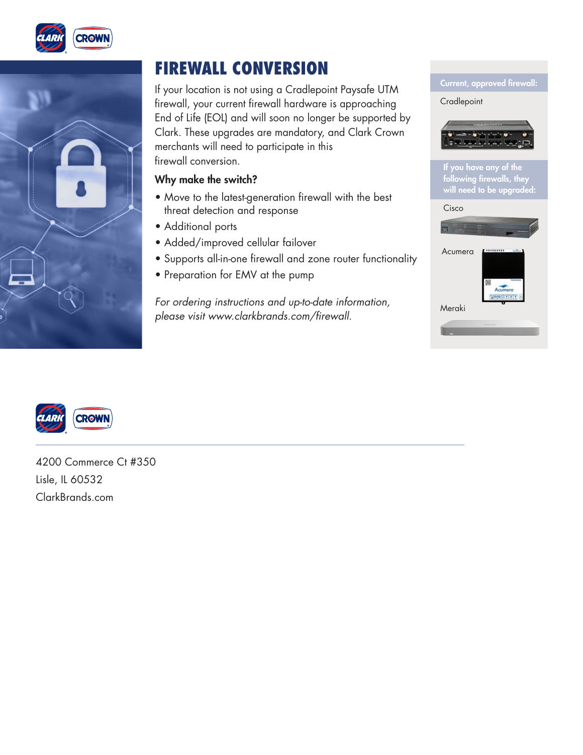# FIREWALL CONVERSION

If your location is not using a Cradlepoint Paysafe UTM firewall, your current firewall hardware is approaching End of Life (EOL) and will soon no longer be supported by Clark. These upgrades are mandatory, and Clark Crown merchants will need to participate in this firewall conversion.

## Why make the switch?

- Move to the latest-generation firewall with the best threat detection and response
- Additional ports
- Added/improved cellular failover
- Supports all-in-one firewall and zone router functionality
- Preparation for EMV at the pump

*For ordering instructions and up-to-date information, please visit www.clarkbrands.com/firewall.*

**Current, approved firewall:**

Cradlepoint

**If you have any of the following firewalls, they will need to be upgraded:**

Cisco

Acumera

Meraki

4200 Commerce Ct #350
Lisle, IL 60532
ClarkBrands.com